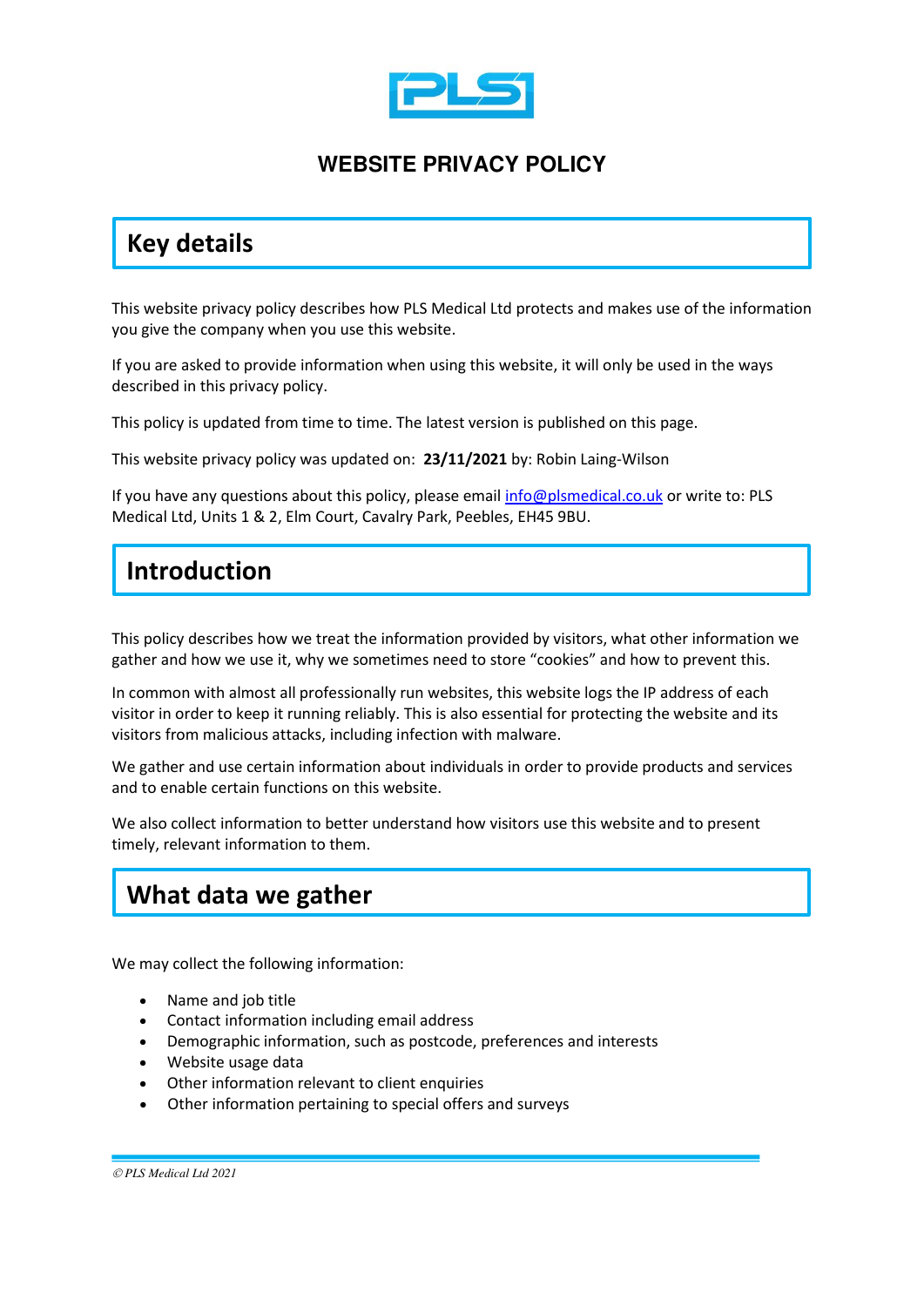# WEBSITE PRIVACY POLICY

## Key details

This website privacy policy describes how PLS Medical Ltd protects and makes use of the information you give the company when you use this website.

If you are asked to provide information when using this website, it will only be used in the ways described in this privacy policy.

This policy is updated from time to time. The latest version is published on this page.

This website privacy policy was updated on: **23/11/2021** by: Robin Laing-Wilson

If you have any questions about this policy, please email info@plsmedical.co.uk or write to: PLS Medical Ltd, Units 1 & 2, Elm Court, Cavalry Park, Peebles, EH45 9BU.

## Introduction

This policy describes how we treat the information provided by visitors, what other information we gather and how we use it, why we sometimes need to store "cookies" and how to prevent this.

In common with almost all professionally run websites, this website logs the IP address of each visitor in order to keep it running reliably. This is also essential for protecting the website and its visitors from malicious attacks, including infection with malware.

We gather and use certain information about individuals in order to provide products and services and to enable certain functions on this website.

We also collect information to better understand how visitors use this website and to present timely, relevant information to them.

## What data we gather

We may collect the following information:

- Name and job title
- Contact information including email address
- Demographic information, such as postcode, preferences and interests
- Website usage data
- Other information relevant to client enquiries
- Other information pertaining to special offers and surveys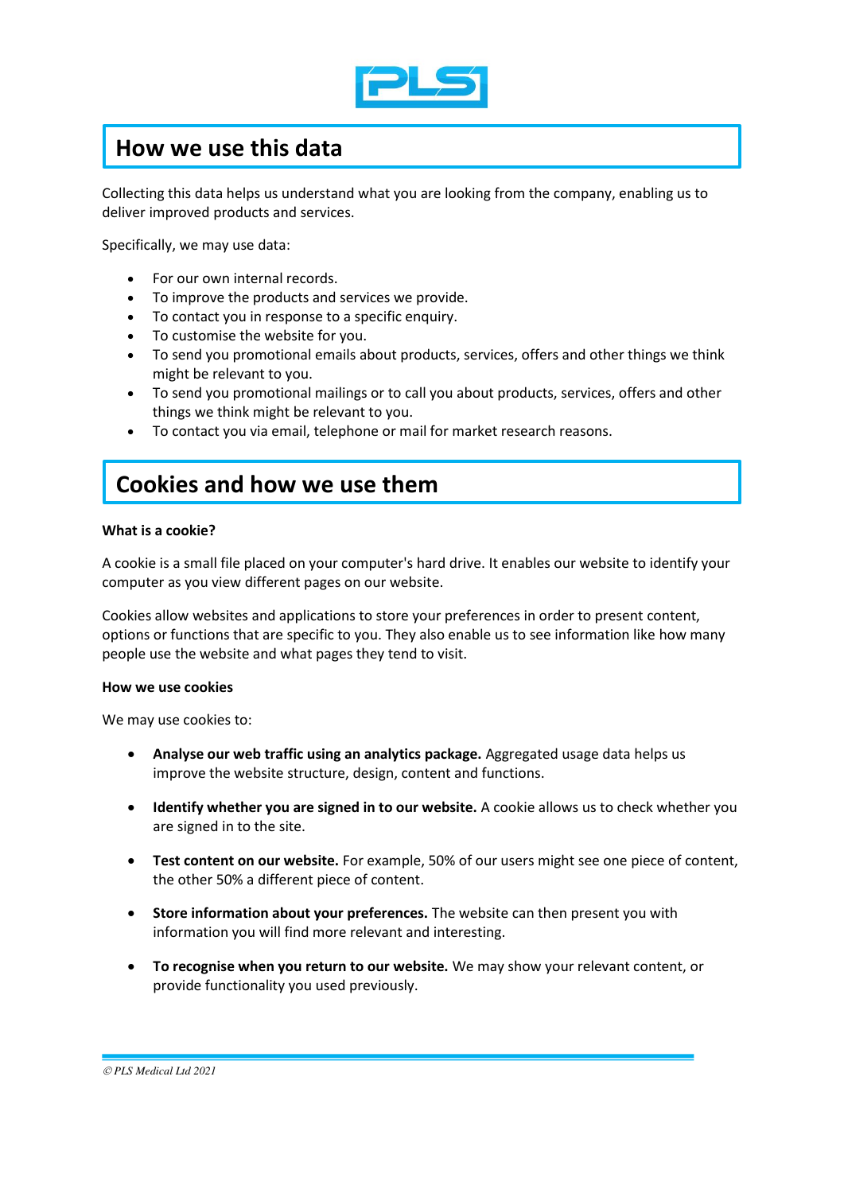## How we use this data

Collecting this data helps us understand what you are looking from the company, enabling us to deliver improved products and services.

Specifically, we may use data:

- For our own internal records.
- To improve the products and services we provide.
- To contact you in response to a specific enquiry.
- To customise the website for you.
- To send you promotional emails about products, services, offers and other things we think might be relevant to you.
- To send you promotional mailings or to call you about products, services, offers and other things we think might be relevant to you.
- To contact you via email, telephone or mail for market research reasons.

## Cookies and how we use them

**What is a cookie?**

A cookie is a small file placed on your computer's hard drive. It enables our website to identify your computer as you view different pages on our website.

Cookies allow websites and applications to store your preferences in order to present content, options or functions that are specific to you. They also enable us to see information like how many people use the website and what pages they tend to visit.

**How we use cookies**

We may use cookies to:

- **Analyse our web traffic using an analytics package.** Aggregated usage data helps us improve the website structure, design, content and functions.
- **Identify whether you are signed in to our website.** A cookie allows us to check whether you are signed in to the site.
- **Test content on our website.** For example, 50% of our users might see one piece of content, the other 50% a different piece of content.
- **Store information about your preferences.** The website can then present you with information you will find more relevant and interesting.
- **To recognise when you return to our website.** We may show your relevant content, or provide functionality you used previously.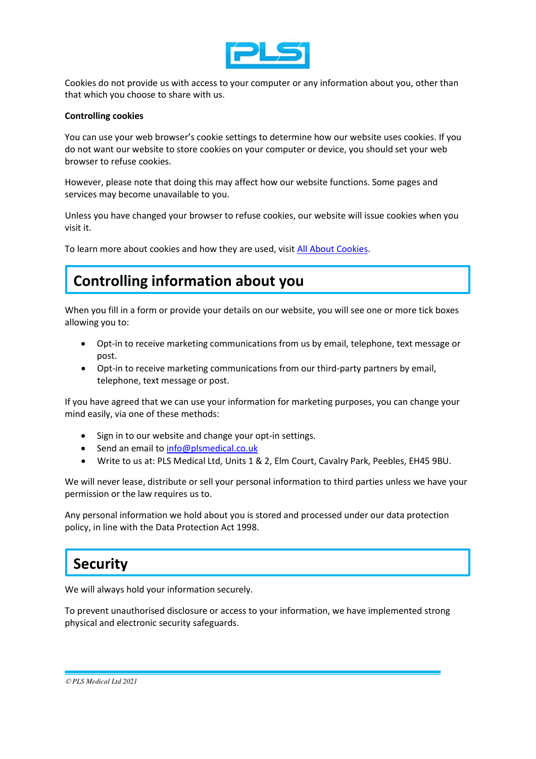Cookies do not provide us with access to your computer or any information about you, other than that which you choose to share with us.

**Controlling cookies**

You can use your web browser's cookie settings to determine how our website uses cookies. If you do not want our website to store cookies on your computer or device, you should set your web browser to refuse cookies.

However, please note that doing this may affect how our website functions. Some pages and services may become unavailable to you.

Unless you have changed your browser to refuse cookies, our website will issue cookies when you visit it.

To learn more about cookies and how they are used, visit [All About Cookies]().

## Controlling information about you

When you fill in a form or provide your details on our website, you will see one or more tick boxes allowing you to:

- Opt-in to receive marketing communications from us by email, telephone, text message or post.
- Opt-in to receive marketing communications from our third-party partners by email, telephone, text message or post.

If you have agreed that we can use your information for marketing purposes, you can change your mind easily, via one of these methods:

- Sign in to our website and change your opt-in settings.
- Send an email to [info@plsmedical.co.uk](mailto:info@plsmedical.co.uk)
- Write to us at: PLS Medical Ltd, Units 1 & 2, Elm Court, Cavalry Park, Peebles, EH45 9BU.

We will never lease, distribute or sell your personal information to third parties unless we have your permission or the law requires us to.

Any personal information we hold about you is stored and processed under our data protection policy, in line with the Data Protection Act 1998.

## Security

We will always hold your information securely.

To prevent unauthorised disclosure or access to your information, we have implemented strong physical and electronic security safeguards.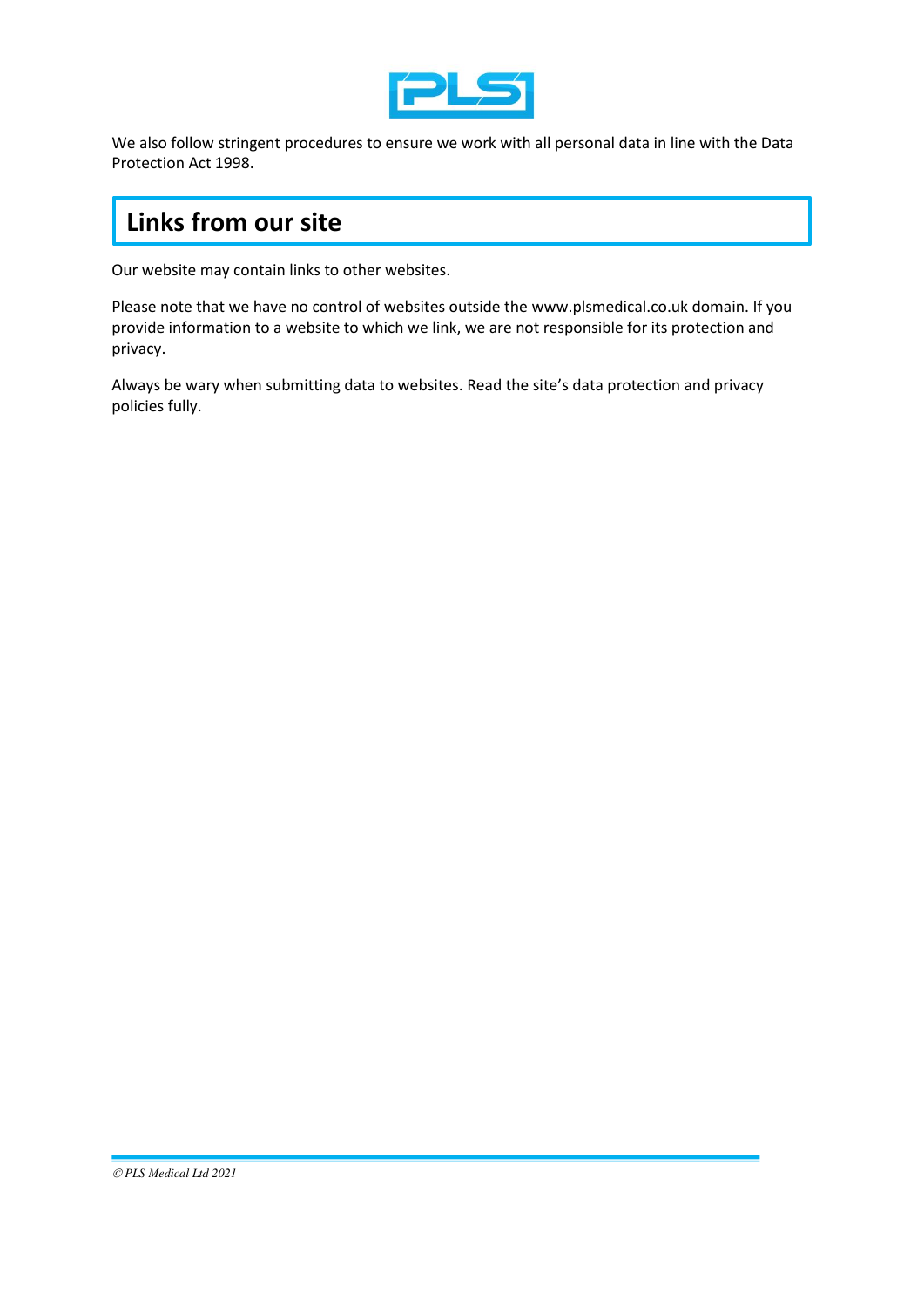We also follow stringent procedures to ensure we work with all personal data in line with the Data Protection Act 1998.

## Links from our site

Our website may contain links to other websites.

Please note that we have no control of websites outside the www.plsmedical.co.uk domain. If you provide information to a website to which we link, we are not responsible for its protection and privacy.

Always be wary when submitting data to websites. Read the site's data protection and privacy policies fully.